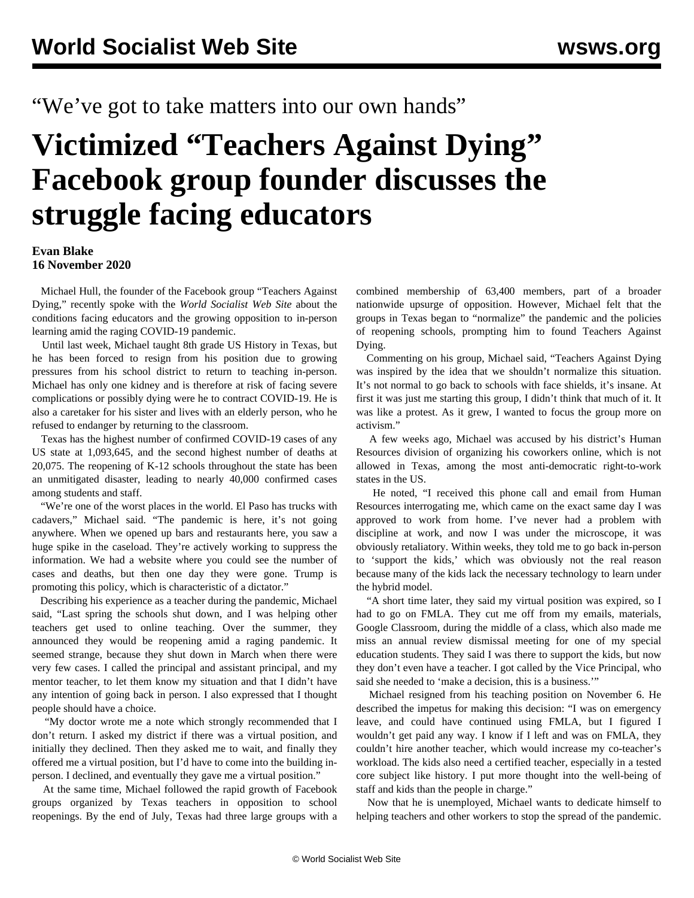“We’ve got to take matters into our own hands”

# Victimized “Teachers Against Dying” Facebook group founder discusses the struggle facing educators

**Evan Blake**
**16 November 2020**

Michael Hull, the founder of the Facebook group “Teachers Against Dying,” recently spoke with the *World Socialist Web Site* about the conditions facing educators and the growing opposition to in-person learning amid the raging COVID-19 pandemic.

Until last week, Michael taught 8th grade US History in Texas, but he has been forced to resign from his position due to growing pressures from his school district to return to teaching in-person. Michael has only one kidney and is therefore at risk of facing severe complications or possibly dying were he to contract COVID-19. He is also a caretaker for his sister and lives with an elderly person, who he refused to endanger by returning to the classroom.

Texas has the highest number of confirmed COVID-19 cases of any US state at 1,093,645, and the second highest number of deaths at 20,075. The reopening of K-12 schools throughout the state has been an unmitigated disaster, leading to nearly 40,000 confirmed cases among students and staff.

“We’re one of the worst places in the world. El Paso has trucks with cadavers,” Michael said. “The pandemic is here, it’s not going anywhere. When we opened up bars and restaurants here, you saw a huge spike in the caseload. They’re actively working to suppress the information. We had a website where you could see the number of cases and deaths, but then one day they were gone. Trump is promoting this policy, which is characteristic of a dictator.”

Describing his experience as a teacher during the pandemic, Michael said, “Last spring the schools shut down, and I was helping other teachers get used to online teaching. Over the summer, they announced they would be reopening amid a raging pandemic. It seemed strange, because they shut down in March when there were very few cases. I called the principal and assistant principal, and my mentor teacher, to let them know my situation and that I didn’t have any intention of going back in person. I also expressed that I thought people should have a choice.

“My doctor wrote me a note which strongly recommended that I don’t return. I asked my district if there was a virtual position, and initially they declined. Then they asked me to wait, and finally they offered me a virtual position, but I’d have to come into the building in-person. I declined, and eventually they gave me a virtual position.”

At the same time, Michael followed the rapid growth of Facebook groups organized by Texas teachers in opposition to school reopenings. By the end of July, Texas had three large groups with a combined membership of 63,400 members, part of a broader nationwide upsurge of opposition. However, Michael felt that the groups in Texas began to “normalize” the pandemic and the policies of reopening schools, prompting him to found Teachers Against Dying.

Commenting on his group, Michael said, “Teachers Against Dying was inspired by the idea that we shouldn’t normalize this situation. It’s not normal to go back to schools with face shields, it’s insane. At first it was just me starting this group, I didn’t think that much of it. It was like a protest. As it grew, I wanted to focus the group more on activism.”

A few weeks ago, Michael was accused by his district’s Human Resources division of organizing his coworkers online, which is not allowed in Texas, among the most anti-democratic right-to-work states in the US.

He noted, “I received this phone call and email from Human Resources interrogating me, which came on the exact same day I was approved to work from home. I’ve never had a problem with discipline at work, and now I was under the microscope, it was obviously retaliatory. Within weeks, they told me to go back in-person to ‘support the kids,’ which was obviously not the real reason because many of the kids lack the necessary technology to learn under the hybrid model.

“A short time later, they said my virtual position was expired, so I had to go on FMLA. They cut me off from my emails, materials, Google Classroom, during the middle of a class, which also made me miss an annual review dismissal meeting for one of my special education students. They said I was there to support the kids, but now they don’t even have a teacher. I got called by the Vice Principal, who said she needed to ‘make a decision, this is a business.’”

Michael resigned from his teaching position on November 6. He described the impetus for making this decision: “I was on emergency leave, and could have continued using FMLA, but I figured I wouldn’t get paid any way. I know if I left and was on FMLA, they couldn’t hire another teacher, which would increase my co-teacher’s workload. The kids also need a certified teacher, especially in a tested core subject like history. I put more thought into the well-being of staff and kids than the people in charge.”

Now that he is unemployed, Michael wants to dedicate himself to helping teachers and other workers to stop the spread of the pandemic.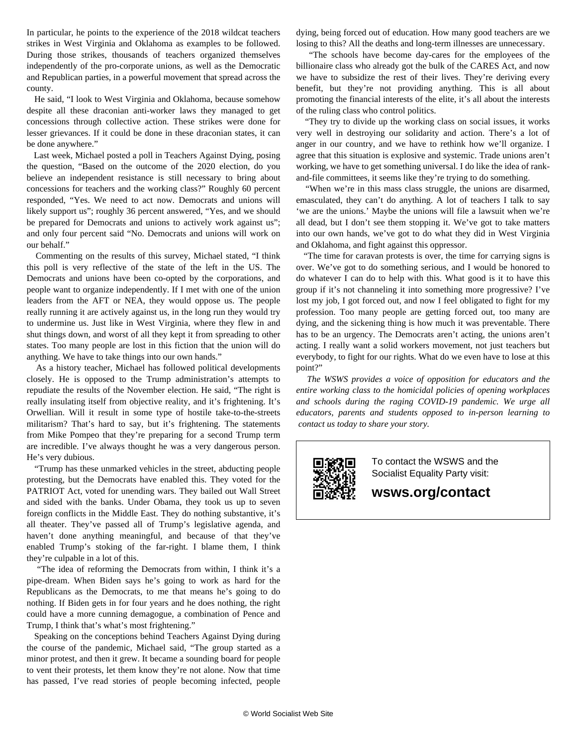In particular, he points to the experience of the 2018 wildcat teachers strikes in West Virginia and Oklahoma as examples to be followed. During those strikes, thousands of teachers organized themselves independently of the pro-corporate unions, as well as the Democratic and Republican parties, in a powerful movement that spread across the county.

He said, "I look to West Virginia and Oklahoma, because somehow despite all these draconian anti-worker laws they managed to get concessions through collective action. These strikes were done for lesser grievances. If it could be done in these draconian states, it can be done anywhere."

Last week, Michael posted a poll in Teachers Against Dying, posing the question, "Based on the outcome of the 2020 election, do you believe an independent resistance is still necessary to bring about concessions for teachers and the working class?" Roughly 60 percent responded, "Yes. We need to act now. Democrats and unions will likely support us"; roughly 36 percent answered, "Yes, and we should be prepared for Democrats and unions to actively work against us"; and only four percent said "No. Democrats and unions will work on our behalf."

Commenting on the results of this survey, Michael stated, "I think this poll is very reflective of the state of the left in the US. The Democrats and unions have been co-opted by the corporations, and people want to organize independently. If I met with one of the union leaders from the AFT or NEA, they would oppose us. The people really running it are actively against us, in the long run they would try to undermine us. Just like in West Virginia, where they flew in and shut things down, and worst of all they kept it from spreading to other states. Too many people are lost in this fiction that the union will do anything. We have to take things into our own hands."

As a history teacher, Michael has followed political developments closely. He is opposed to the Trump administration's attempts to repudiate the results of the November election. He said, "The right is really insulating itself from objective reality, and it's frightening. It's Orwellian. Will it result in some type of hostile take-to-the-streets militarism? That's hard to say, but it's frightening. The statements from Mike Pompeo that they're preparing for a second Trump term are incredible. I've always thought he was a very dangerous person. He's very dubious.

"Trump has these unmarked vehicles in the street, abducting people protesting, but the Democrats have enabled this. They voted for the PATRIOT Act, voted for unending wars. They bailed out Wall Street and sided with the banks. Under Obama, they took us up to seven foreign conflicts in the Middle East. They do nothing substantive, it's all theater. They've passed all of Trump's legislative agenda, and haven't done anything meaningful, and because of that they've enabled Trump's stoking of the far-right. I blame them, I think they're culpable in a lot of this.

"The idea of reforming the Democrats from within, I think it's a pipe-dream. When Biden says he's going to work as hard for the Republicans as the Democrats, to me that means he's going to do nothing. If Biden gets in for four years and he does nothing, the right could have a more cunning demagogue, a combination of Pence and Trump, I think that's what's most frightening."

Speaking on the conceptions behind Teachers Against Dying during the course of the pandemic, Michael said, "The group started as a minor protest, and then it grew. It became a sounding board for people to vent their protests, let them know they're not alone. Now that time has passed, I've read stories of people becoming infected, people dying, being forced out of education. How many good teachers are we losing to this? All the deaths and long-term illnesses are unnecessary.

"The schools have become day-cares for the employees of the billionaire class who already got the bulk of the CARES Act, and now we have to subsidize the rest of their lives. They're deriving every benefit, but they're not providing anything. This is all about promoting the financial interests of the elite, it's all about the interests of the ruling class who control politics.

"They try to divide up the working class on social issues, it works very well in destroying our solidarity and action. There's a lot of anger in our country, and we have to rethink how we'll organize. I agree that this situation is explosive and systemic. Trade unions aren't working, we have to get something universal. I do like the idea of rank-and-file committees, it seems like they're trying to do something.

"When we're in this mass class struggle, the unions are disarmed, emasculated, they can't do anything. A lot of teachers I talk to say 'we are the unions.' Maybe the unions will file a lawsuit when we're all dead, but I don't see them stopping it. We've got to take matters into our own hands, we've got to do what they did in West Virginia and Oklahoma, and fight against this oppressor.

"The time for caravan protests is over, the time for carrying signs is over. We've got to do something serious, and I would be honored to do whatever I can do to help with this. What good is it to have this group if it's not channeling it into something more progressive? I've lost my job, I got forced out, and now I feel obligated to fight for my profession. Too many people are getting forced out, too many are dying, and the sickening thing is how much it was preventable. There has to be an urgency. The Democrats aren't acting, the unions aren't acting. I really want a solid workers movement, not just teachers but everybody, to fight for our rights. What do we even have to lose at this point?"

*The WSWS provides a voice of opposition for educators and the entire working class to the homicidal policies of opening workplaces and schools during the raging COVID-19 pandemic. We urge all educators, parents and students opposed to in-person learning to contact us today to share your story.*

To contact the WSWS and the Socialist Equality Party visit:

**wsws.org/contact**